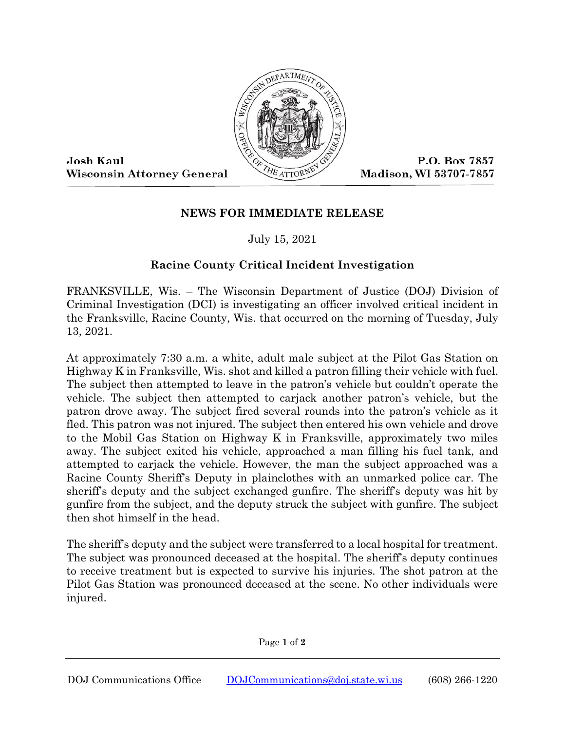Josh Kaul
Wisconsin Attorney General

P.O. Box 7857
Madison, WI 53707-7857

## NEWS FOR IMMEDIATE RELEASE

July 15, 2021

## Racine County Critical Incident Investigation

FRANKSVILLE, Wis. – The Wisconsin Department of Justice (DOJ) Division of Criminal Investigation (DCI) is investigating an officer involved critical incident in the Franksville, Racine County, Wis. that occurred on the morning of Tuesday, July 13, 2021.

At approximately 7:30 a.m. a white, adult male subject at the Pilot Gas Station on Highway K in Franksville, Wis. shot and killed a patron filling their vehicle with fuel. The subject then attempted to leave in the patron's vehicle but couldn't operate the vehicle. The subject then attempted to carjack another patron's vehicle, but the patron drove away. The subject fired several rounds into the patron's vehicle as it fled. This patron was not injured. The subject then entered his own vehicle and drove to the Mobil Gas Station on Highway K in Franksville, approximately two miles away. The subject exited his vehicle, approached a man filling his fuel tank, and attempted to carjack the vehicle. However, the man the subject approached was a Racine County Sheriff's Deputy in plainclothes with an unmarked police car. The sheriff's deputy and the subject exchanged gunfire. The sheriff's deputy was hit by gunfire from the subject, and the deputy struck the subject with gunfire. The subject then shot himself in the head.

The sheriff's deputy and the subject were transferred to a local hospital for treatment. The subject was pronounced deceased at the hospital. The sheriff's deputy continues to receive treatment but is expected to survive his injuries. The shot patron at the Pilot Gas Station was pronounced deceased at the scene. No other individuals were injured.

DOJ Communications Office DOJCommunications@doj.state.wi.us (608) 266-1220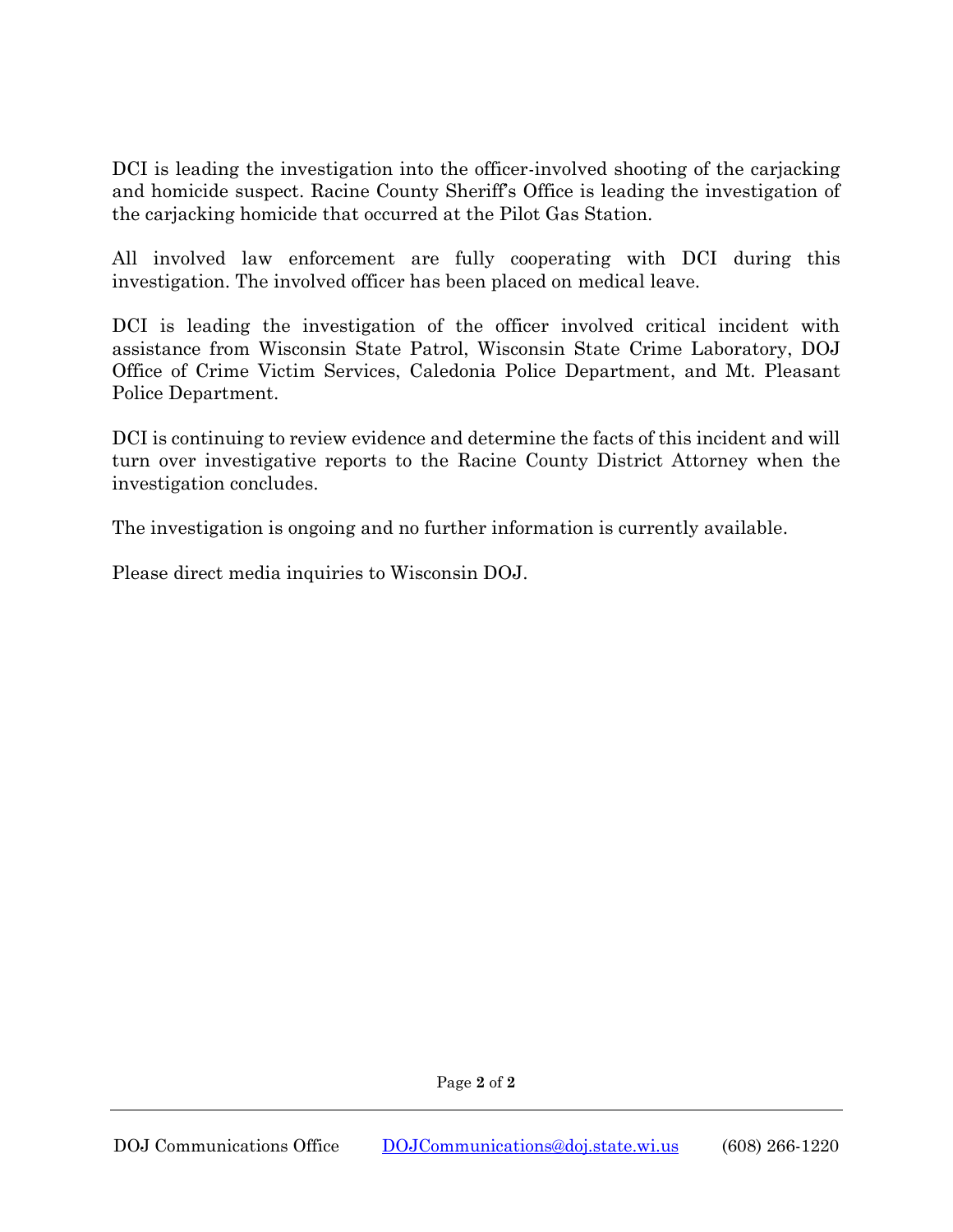DCI is leading the investigation into the officer-involved shooting of the carjacking and homicide suspect. Racine County Sheriff's Office is leading the investigation of the carjacking homicide that occurred at the Pilot Gas Station.

All involved law enforcement are fully cooperating with DCI during this investigation. The involved officer has been placed on medical leave.

DCI is leading the investigation of the officer involved critical incident with assistance from Wisconsin State Patrol, Wisconsin State Crime Laboratory, DOJ Office of Crime Victim Services, Caledonia Police Department, and Mt. Pleasant Police Department.

DCI is continuing to review evidence and determine the facts of this incident and will turn over investigative reports to the Racine County District Attorney when the investigation concludes.

The investigation is ongoing and no further information is currently available.

Please direct media inquiries to Wisconsin DOJ.